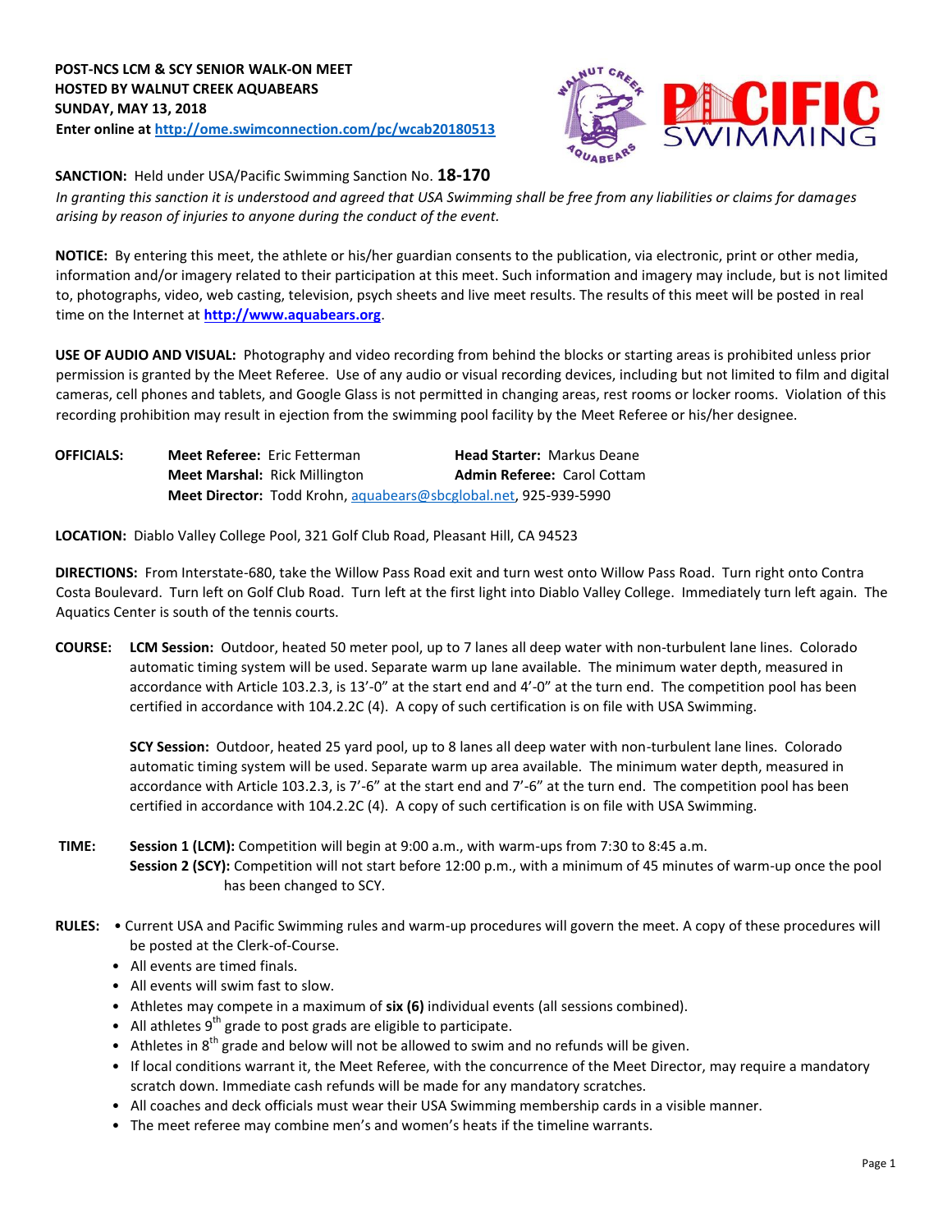**POST-NCS LCM & SCY SENIOR WALK-ON MEET**
**HOSTED BY WALNUT CREEK AQUABEARS**
**SUNDAY, MAY 13, 2018**
**Enter online at http://ome.swimconnection.com/pc/wcab20180513**

**SANCTION:** Held under USA/Pacific Swimming Sanction No. **18-170**
*In granting this sanction it is understood and agreed that USA Swimming shall be free from any liabilities or claims for damages arising by reason of injuries to anyone during the conduct of the event.*

**NOTICE:** By entering this meet, the athlete or his/her guardian consents to the publication, via electronic, print or other media, information and/or imagery related to their participation at this meet. Such information and imagery may include, but is not limited to, photographs, video, web casting, television, psych sheets and live meet results. The results of this meet will be posted in real time on the Internet at **http://www.aquabears.org**.

**USE OF AUDIO AND VISUAL:** Photography and video recording from behind the blocks or starting areas is prohibited unless prior permission is granted by the Meet Referee. Use of any audio or visual recording devices, including but not limited to film and digital cameras, cell phones and tablets, and Google Glass is not permitted in changing areas, rest rooms or locker rooms. Violation of this recording prohibition may result in ejection from the swimming pool facility by the Meet Referee or his/her designee.

**OFFICIALS:**
**Meet Referee:** Eric Fetterman
**Head Starter:** Markus Deane
**Meet Marshal:** Rick Millington
**Admin Referee:** Carol Cottam
**Meet Director:** Todd Krohn, aquabears@sbcglobal.net, 925-939-5990

**LOCATION:** Diablo Valley College Pool, 321 Golf Club Road, Pleasant Hill, CA 94523

**DIRECTIONS:** From Interstate-680, take the Willow Pass Road exit and turn west onto Willow Pass Road. Turn right onto Contra Costa Boulevard. Turn left on Golf Club Road. Turn left at the first light into Diablo Valley College. Immediately turn left again. The Aquatics Center is south of the tennis courts.

**COURSE:** **LCM Session:** Outdoor, heated 50 meter pool, up to 7 lanes all deep water with non-turbulent lane lines. Colorado automatic timing system will be used. Separate warm up lane available. The minimum water depth, measured in accordance with Article 103.2.3, is 13'-0" at the start end and 4'-0" at the turn end. The competition pool has been certified in accordance with 104.2.2C (4). A copy of such certification is on file with USA Swimming.

**SCY Session:** Outdoor, heated 25 yard pool, up to 8 lanes all deep water with non-turbulent lane lines. Colorado automatic timing system will be used. Separate warm up area available. The minimum water depth, measured in accordance with Article 103.2.3, is 7'-6" at the start end and 7'-6" at the turn end. The competition pool has been certified in accordance with 104.2.2C (4). A copy of such certification is on file with USA Swimming.

**TIME:** **Session 1 (LCM):** Competition will begin at 9:00 a.m., with warm-ups from 7:30 to 8:45 a.m.
**Session 2 (SCY):** Competition will not start before 12:00 p.m., with a minimum of 45 minutes of warm-up once the pool has been changed to SCY.

**RULES:**
- Current USA and Pacific Swimming rules and warm-up procedures will govern the meet. A copy of these procedures will be posted at the Clerk-of-Course.
- All events are timed finals.
- All events will swim fast to slow.
- Athletes may compete in a maximum of **six (6)** individual events (all sessions combined).
- All athletes 9th grade to post grads are eligible to participate.
- Athletes in 8th grade and below will not be allowed to swim and no refunds will be given.
- If local conditions warrant it, the Meet Referee, with the concurrence of the Meet Director, may require a mandatory scratch down. Immediate cash refunds will be made for any mandatory scratches.
- All coaches and deck officials must wear their USA Swimming membership cards in a visible manner.
- The meet referee may combine men's and women's heats if the timeline warrants.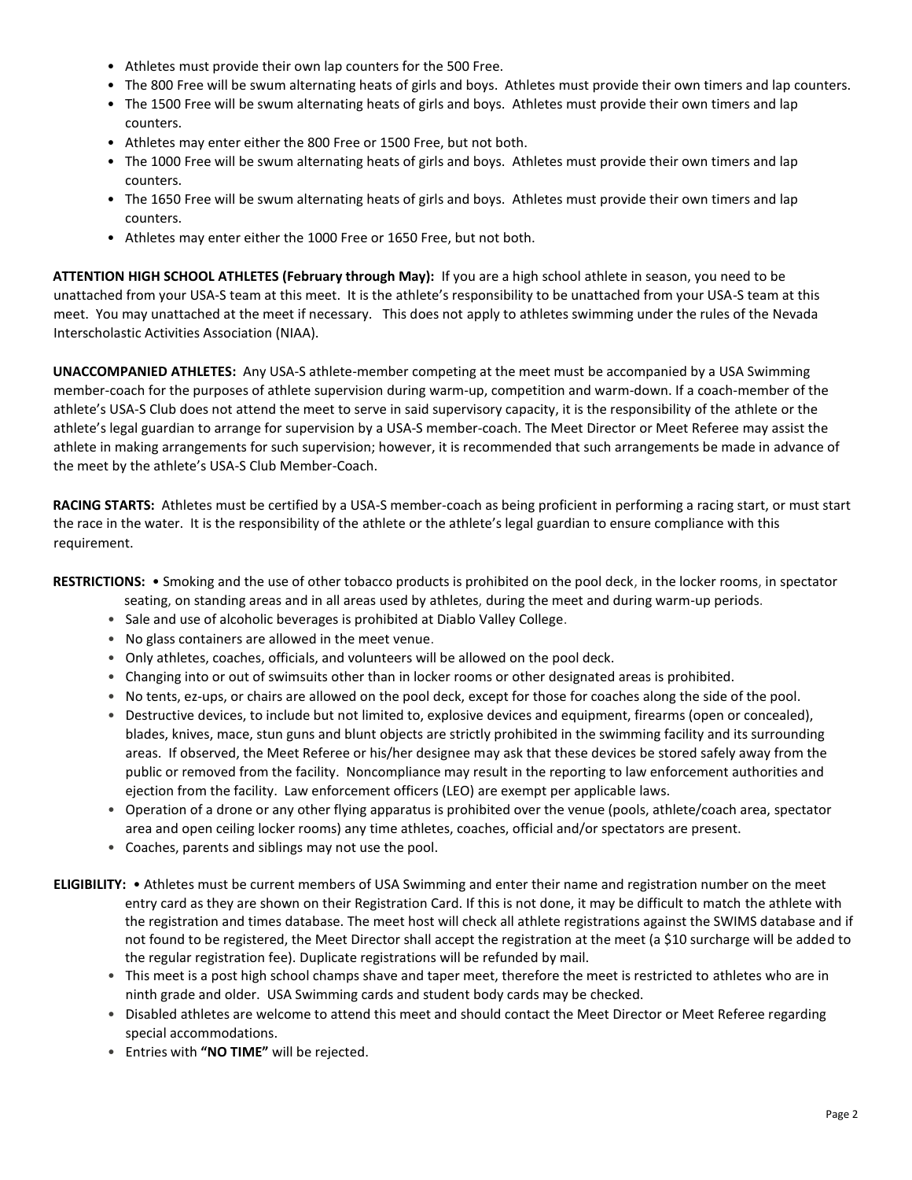- Athletes must provide their own lap counters for the 500 Free.
- The 800 Free will be swum alternating heats of girls and boys. Athletes must provide their own timers and lap counters.
- The 1500 Free will be swum alternating heats of girls and boys. Athletes must provide their own timers and lap counters.
- Athletes may enter either the 800 Free or 1500 Free, but not both.
- The 1000 Free will be swum alternating heats of girls and boys. Athletes must provide their own timers and lap counters.
- The 1650 Free will be swum alternating heats of girls and boys. Athletes must provide their own timers and lap counters.
- Athletes may enter either the 1000 Free or 1650 Free, but not both.

**ATTENTION HIGH SCHOOL ATHLETES (February through May):** If you are a high school athlete in season, you need to be unattached from your USA-S team at this meet. It is the athlete's responsibility to be unattached from your USA-S team at this meet. You may unattached at the meet if necessary. This does not apply to athletes swimming under the rules of the Nevada Interscholastic Activities Association (NIAA).

**UNACCOMPANIED ATHLETES:** Any USA-S athlete-member competing at the meet must be accompanied by a USA Swimming member-coach for the purposes of athlete supervision during warm-up, competition and warm-down. If a coach-member of the athlete's USA-S Club does not attend the meet to serve in said supervisory capacity, it is the responsibility of the athlete or the athlete's legal guardian to arrange for supervision by a USA-S member-coach. The Meet Director or Meet Referee may assist the athlete in making arrangements for such supervision; however, it is recommended that such arrangements be made in advance of the meet by the athlete's USA-S Club Member-Coach.

**RACING STARTS:** Athletes must be certified by a USA-S member-coach as being proficient in performing a racing start, or must start the race in the water. It is the responsibility of the athlete or the athlete's legal guardian to ensure compliance with this requirement.

**RESTRICTIONS:**

- Smoking and the use of other tobacco products is prohibited on the pool deck, in the locker rooms, in spectator seating, on standing areas and in all areas used by athletes, during the meet and during warm-up periods.
- Sale and use of alcoholic beverages is prohibited at Diablo Valley College.
- No glass containers are allowed in the meet venue.
- Only athletes, coaches, officials, and volunteers will be allowed on the pool deck.
- Changing into or out of swimsuits other than in locker rooms or other designated areas is prohibited.
- No tents, ez-ups, or chairs are allowed on the pool deck, except for those for coaches along the side of the pool.
- Destructive devices, to include but not limited to, explosive devices and equipment, firearms (open or concealed), blades, knives, mace, stun guns and blunt objects are strictly prohibited in the swimming facility and its surrounding areas. If observed, the Meet Referee or his/her designee may ask that these devices be stored safely away from the public or removed from the facility. Noncompliance may result in the reporting to law enforcement authorities and ejection from the facility. Law enforcement officers (LEO) are exempt per applicable laws.
- Operation of a drone or any other flying apparatus is prohibited over the venue (pools, athlete/coach area, spectator area and open ceiling locker rooms) any time athletes, coaches, official and/or spectators are present.
- Coaches, parents and siblings may not use the pool.

**ELIGIBILITY:**

- Athletes must be current members of USA Swimming and enter their name and registration number on the meet entry card as they are shown on their Registration Card. If this is not done, it may be difficult to match the athlete with the registration and times database. The meet host will check all athlete registrations against the SWIMS database and if not found to be registered, the Meet Director shall accept the registration at the meet (a $10 surcharge will be added to the regular registration fee). Duplicate registrations will be refunded by mail.
- This meet is a post high school champs shave and taper meet, therefore the meet is restricted to athletes who are in ninth grade and older. USA Swimming cards and student body cards may be checked.
- Disabled athletes are welcome to attend this meet and should contact the Meet Director or Meet Referee regarding special accommodations.
- Entries with **"NO TIME"** will be rejected.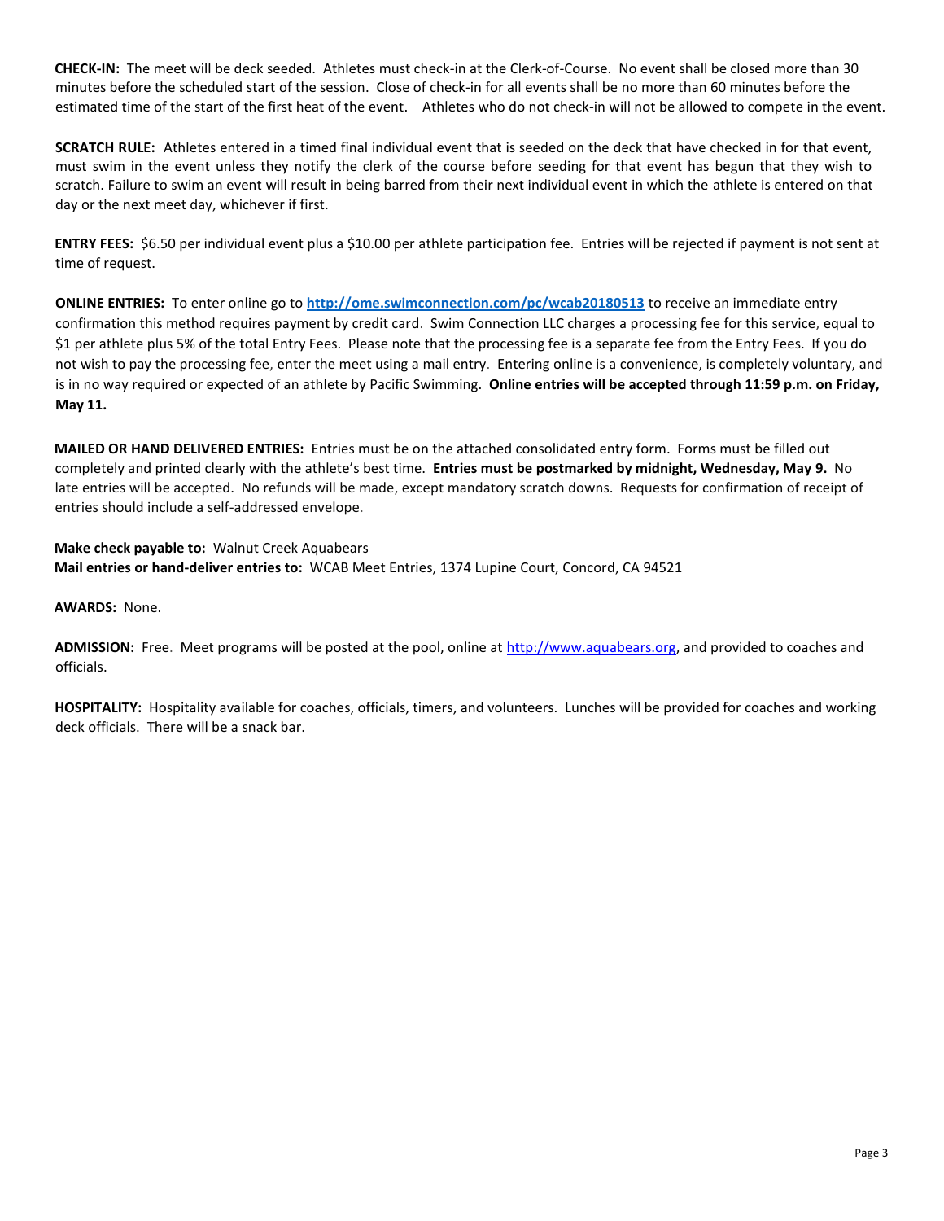**CHECK-IN:** The meet will be deck seeded. Athletes must check-in at the Clerk-of-Course. No event shall be closed more than 30 minutes before the scheduled start of the session. Close of check-in for all events shall be no more than 60 minutes before the estimated time of the start of the first heat of the event. Athletes who do not check-in will not be allowed to compete in the event.

**SCRATCH RULE:** Athletes entered in a timed final individual event that is seeded on the deck that have checked in for that event, must swim in the event unless they notify the clerk of the course before seeding for that event has begun that they wish to scratch. Failure to swim an event will result in being barred from their next individual event in which the athlete is entered on that day or the next meet day, whichever if first.

**ENTRY FEES:** $6.50 per individual event plus a $10.00 per athlete participation fee. Entries will be rejected if payment is not sent at time of request.

**ONLINE ENTRIES:** To enter online go to **http://ome.swimconnection.com/pc/wcab20180513** to receive an immediate entry confirmation this method requires payment by credit card. Swim Connection LLC charges a processing fee for this service, equal to $1 per athlete plus 5% of the total Entry Fees. Please note that the processing fee is a separate fee from the Entry Fees. If you do not wish to pay the processing fee, enter the meet using a mail entry. Entering online is a convenience, is completely voluntary, and is in no way required or expected of an athlete by Pacific Swimming. **Online entries will be accepted through 11:59 p.m. on Friday, May 11.**

**MAILED OR HAND DELIVERED ENTRIES:** Entries must be on the attached consolidated entry form. Forms must be filled out completely and printed clearly with the athlete's best time. **Entries must be postmarked by midnight, Wednesday, May 9.** No late entries will be accepted. No refunds will be made, except mandatory scratch downs. Requests for confirmation of receipt of entries should include a self-addressed envelope.

**Make check payable to:** Walnut Creek Aquabears
**Mail entries or hand-deliver entries to:** WCAB Meet Entries, 1374 Lupine Court, Concord, CA 94521

**AWARDS:** None.

**ADMISSION:** Free. Meet programs will be posted at the pool, online at http://www.aquabears.org, and provided to coaches and officials.

**HOSPITALITY:** Hospitality available for coaches, officials, timers, and volunteers. Lunches will be provided for coaches and working deck officials. There will be a snack bar.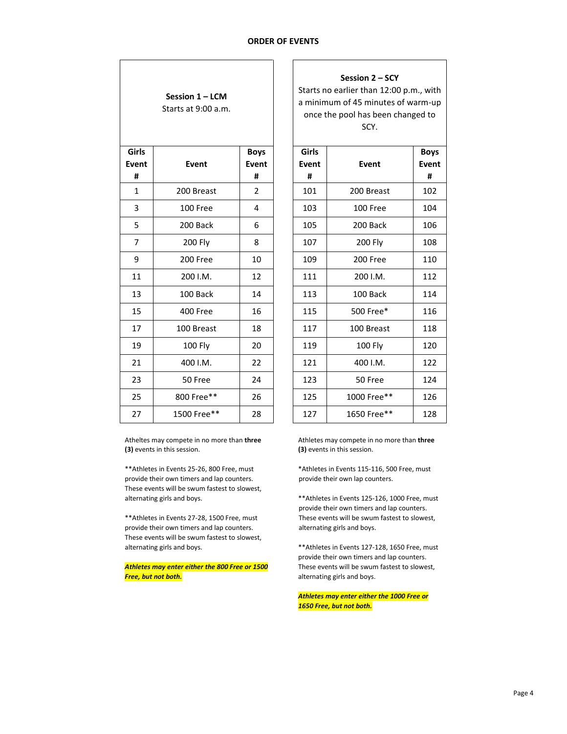# ORDER OF EVENTS

## Session 1 – LCM

Starts at 9:00 a.m.

| Girls Event # | Event | Boys Event # |
|---|---|---|
| 1 | 200 Breast | 2 |
| 3 | 100 Free | 4 |
| 5 | 200 Back | 6 |
| 7 | 200 Fly | 8 |
| 9 | 200 Free | 10 |
| 11 | 200 I.M. | 12 |
| 13 | 100 Back | 14 |
| 15 | 400 Free | 16 |
| 17 | 100 Breast | 18 |
| 19 | 100 Fly | 20 |
| 21 | 400 I.M. | 22 |
| 23 | 50 Free | 24 |
| 25 | 800 Free** | 26 |
| 27 | 1500 Free** | 28 |

Atheltes may compete in no more than **three (3)** events in this session.

**Athletes in Events 25-26, 800 Free, must provide their own timers and lap counters. These events will be swum fastest to slowest, alternating girls and boys.

**Athletes in Events 27-28, 1500 Free, must provide their own timers and lap counters. These events will be swum fastest to slowest, alternating girls and boys.

***Athletes may enter either the 800 Free or 1500 Free, but not both.***

## Session 2 – SCY

Starts no earlier than 12:00 p.m., with a minimum of 45 minutes of warm-up once the pool has been changed to SCY.

| Girls Event # | Event | Boys Event # |
|---|---|---|
| 101 | 200 Breast | 102 |
| 103 | 100 Free | 104 |
| 105 | 200 Back | 106 |
| 107 | 200 Fly | 108 |
| 109 | 200 Free | 110 |
| 111 | 200 I.M. | 112 |
| 113 | 100 Back | 114 |
| 115 | 500 Free* | 116 |
| 117 | 100 Breast | 118 |
| 119 | 100 Fly | 120 |
| 121 | 400 I.M. | 122 |
| 123 | 50 Free | 124 |
| 125 | 1000 Free** | 126 |
| 127 | 1650 Free** | 128 |

Athletes may compete in no more than **three (3)** events in this session.

*Athletes in Events 115-116, 500 Free, must provide their own lap counters.

**Athletes in Events 125-126, 1000 Free, must provide their own timers and lap counters. These events will be swum fastest to slowest, alternating girls and boys.

**Athletes in Events 127-128, 1650 Free, must provide their own timers and lap counters. These events will be swum fastest to slowest, alternating girls and boys.

***Athletes may enter either the 1000 Free or 1650 Free, but not both.***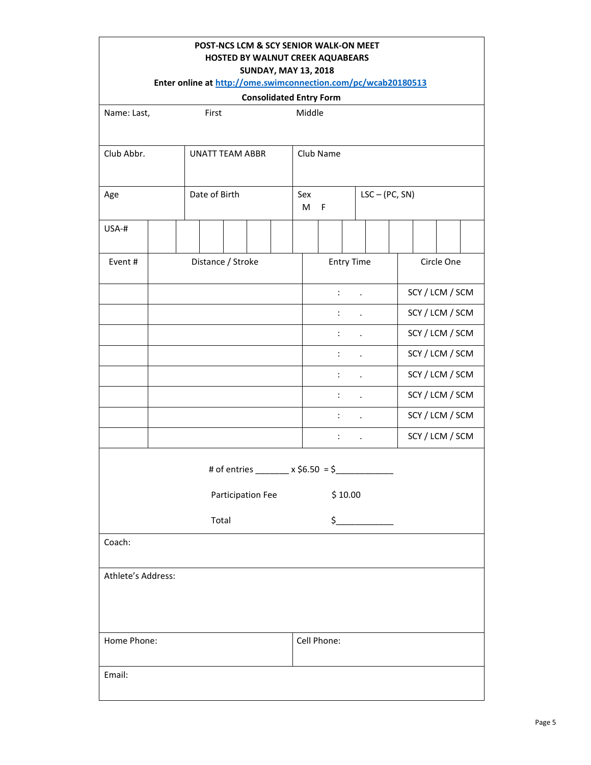**POST-NCS LCM & SCY SENIOR WALK-ON MEET**
**HOSTED BY WALNUT CREEK AQUABEARS**
**SUNDAY, MAY 13, 2018**
**Enter online at http://ome.swimconnection.com/pc/wcab20180513**

**Consolidated Entry Form**

| | | | |
|---|---|---|---|
| Name: Last, | First | Middle | |
| Club Abbr. | UNATT TEAM ABBR | Club Name | |
| Age | Date of Birth | Sex M F | LSC – (PC, SN) |
| USA-# | | | |

| Event # | Distance / Stroke | Entry Time | Circle One |
|---|---|---|---|
| | | : . | SCY / LCM / SCM |
| | | : . | SCY / LCM / SCM |
| | | : . | SCY / LCM / SCM |
| | | : . | SCY / LCM / SCM |
| | | : . | SCY / LCM / SCM |
| | | : . | SCY / LCM / SCM |
| | | : . | SCY / LCM / SCM |
| | | : . | SCY / LCM / SCM |

# of entries _______ x $6.50 = $____________

Participation Fee $ 10.00

Total $____________

Coach:

Athlete's Address:

| | |
|---|---|
| Home Phone: | Cell Phone: |

Email: